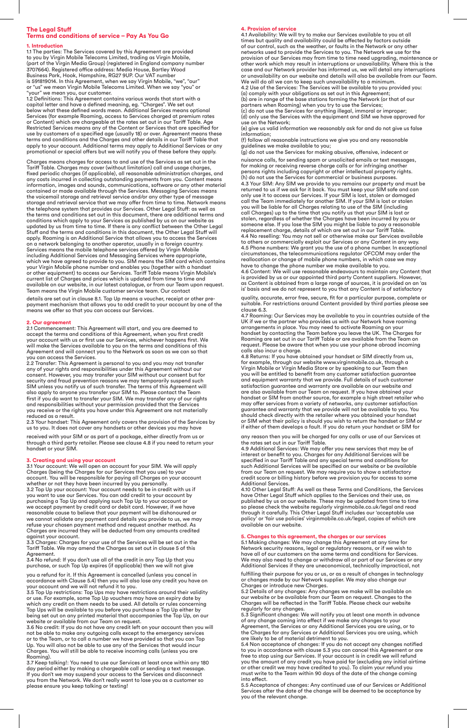# The Legal Stuff
## Terms and conditions of service – Pay As You Go

### 1. Introduction

1.1 The parties: The Services covered by this Agreement are provided to you by Virgin Mobile Telecoms Limited, trading as Virgin Mobile, (part of the Virgin Media Group) (registered in England company number 3707664). Registered office address: Media House, Bartley Wood Business Park, Hook, Hampshire, RG27 9UP. Our VAT number is 591819014. In this Agreement, when we say Virgin Mobile, "we", "our" or "us" we mean Virgin Mobile Telecoms Limited. When we say "you" or "your" we mean you, our customer.

1.2 Definitions: This Agreement contains various words that start with a capital letter and have a defined meaning, eg. "Charges". We set out below what these defined words mean. Additional Services means optional Services (for example Roaming, access to Services charged at premium rates or Content) which are chargeable at the rates set out in our Tariff Table. Age Restricted Services means any of the Content or Services that are specified for use by customers of a specified age (usually 18) or over. Agreement means these terms and conditions and the Charges and other details in our Tariff Table that apply to your account. Additional terms may apply to Additional Services or any promotional or special offers but we will notify you of these before they apply.

Charges means charges for access to and use of the Services as set out in the Tariff Table. Charges may cover (without limitation) call and usage charges, fixed periodic charges (if applicable), all reasonable administration charges, and any costs incurred in collecting outstanding payments from you. Content means information, images and sounds, communications, software or any other material contained or made available through the Services. Messaging Services means the voicemail storage and retrieval service and/or any other type of message storage and retrieval service that we may offer from time to time. Network means the telephone system that provides our Services. Other Legal Stuff: as well as the terms and conditions set out in this document, there are additional terms and conditions which apply to your Services as published by us on our website as updated by us from time to time. If there is any conflict between the Other Legal Stuff and the terms and conditions in this document, the Other Legal Stuff will apply. Roaming is an Additional Service that allows you to access the Services on a network belonging to another operator, usually in a foreign country. Services means the mobile telephone services offered by Virgin Mobile including Additional Services and Messaging Services where appropriate, which we have agreed to provide to you. SIM means the SIM card which contains your Virgin Mobile phone number and enables you (together with a handset or other equipment) to access our Services. Tariff Table means Virgin Mobile's current list of Charges and prices which is updated from time to time and available on our website, in our latest catalogue, or from our Team upon request. Team means the Virgin Mobile customer service team. Our contact details are set out in clause 8.1. Top Up means a voucher, receipt or other pre-payment mechanism that allows you to add credit to your account by one of the means we offer so that you can access our Services.

### 2. Our agreement

2.1 Commencement: This Agreement will start, and you are deemed to accept the terms and conditions of this Agreement, when you first credit your account with us or first use our Services, whichever happens first. We will make the Services available to you on the terms and conditions of this Agreement and will connect you to the Network as soon as we can so that you can access the Services.

2.2 Transfer: This Agreement is personal to you and you may not transfer any of your rights and responsibilities under this Agreement without our consent. However, you may transfer your SIM without our consent but for security and fraud prevention reasons we may temporarily suspend such SIM unless you notify us of such transfer. The terms of this Agreement will also apply to anyone you transfer your SIM to. Please contact the Team first if you do want to transfer your SIM. We may transfer any of our rights and responsibilities without your permission provided that the Services you receive or the rights you have under this Agreement are not materially reduced as a result.

2.3 Your handset: This Agreement only covers the provision of the Services by us to you. It does not cover any handsets or other devices you may have received with your SIM or as part of a package, either directly from us or through a third party retailer. Please see clause 4.8 if you need to return your handset or your SIM.

### 3. Creating and using your account

3.1 Your account: We will open an account for your SIM. We will apply Charges (being the Charges for our Services that you use) to your account. You will be responsible for paying all Charges on your account whether or not they have been incurred by you personally.

3.2 Top Up your account: Your account needs to be in credit with us if you want to use our Services. You can add credit to your account by purchasing a Top Up and applying such Top Up to your account or we accept payment by credit card or debit card. However, if we have reasonable cause to believe that your payment will be dishonoured or we cannot validate any payment card details you provide to us, we may refuse your chosen payment method and request another method. As Charges are incurred they will be deducted from any amounts credited against your account.

3.3 Charges: Charges for your use of the Services will be set out in the Tariff Table. We may amend the Charges as set out in clause 5 of this Agreement.

3.4 No refund: If you don't use all of the credit in any Top Up that you purchase, or such Top Up expires (if applicable) then we will not give you a refund for it. If this Agreement is cancelled (unless you cancel in accordance with Clause 5.4) then you will also lose any credit you have on your account and we will not refund it to you.

3.5 Top Up restrictions: Top Ups may have restrictions around their validity or use. For example, some Top Up vouchers may have an expiry date by which any credit on them needs to be used. All details or rules concerning Top Ups will be available to you before you purchase a Top Up either by being set out on any printed material that accompanies the Top Up, on our website or available from our Team on request.

3.6 No credit: If you do not have any credit left on your account then you will not be able to make any outgoing calls except to the emergency services or to the Team, or to call a number we have provided so that you can Top Up. You will also not be able to use any of the Services that would incur Charges. You will still be able to receive incoming calls (unless you are Roaming).

3.7 Keep talking!: You need to use our Services at least once within any 180 day period either by making a chargeable call or sending a text message. If you don't we may suspend your access to the Services and disconnect you from the Network. We don't really want to lose you as a customer so please ensure you keep talking or texting!

### 4. Provision of service

4.1 Availability: We will try to make our Services available to you at all times but quality and availability could be affected by factors outside of our control, such as the weather, or faults in the Network or any other networks used to provide the Services to you. The Network we use for the provision of our Services may from time to time need upgrading, maintenance or other work which may result in interruptions or unavailability. Where this is the case and our Network provider has informed us, we will detail any interruptions or unavailability on our website and details will also be available from our Team. We will do all we can to keep such unavailability to a minimum.

4.2 Use of the Services: The Services will be available to you provided you:
(a) comply with your obligations as set out in this Agreement;
(b) are in range of the base stations forming the Network (or that of our partners when Roaming) when you try to use the Services;
(c) do not use the Services for anything illegal, immoral or improper;
(d) only use the Services with the equipment and SIM we have approved for use on the Network;
(e) give us valid information we reasonably ask for and do not give us false information;
(f) follow all reasonable instructions we give you and any reasonable guidelines we make available to you;
(g) do not use the Services for making abusive, offensive, indecent or nuisance calls, for sending spam or unsolicited emails or text messages, for making or receiving reverse charge calls or for infringing another persons rights including copyright or other intellectual property rights.
(h) do not use the Services for commercial or business purposes.

4.3 Your SIM: Any SIM we provide to you remains our property and must be returned to us if we ask for it back. You must keep your SIM safe and can only use it to access our Services. If your SIM is lost, stolen or damaged call the Team immediately for another SIM. If your SIM is lost or stolen you will be liable for all Charges relating to use of the SIM (including call Charges) up to the time that you notify us that your SIM is lost or stolen, regardless of whether the Charges have been incurred by you or someone else. If you lose the SIM you might be liable to pay a reasonable replacement charge, details of which are set out in our Tariff Table.

4.4 No reselling: You may not sell or otherwise make our Services available to others or commercially exploit our Services or any Content in any way.

4.5 Phone numbers: We grant you the use of a phone number. In exceptional circumstances, the telecommunications regulator OFCOM may order the reallocation or change of mobile phone numbers, in which case we may have to change the phone number we make available to you.

4.6 Content: We will use reasonable endeavours to maintain any Content that is provided by us or our appointed third party Content suppliers. However, as Content is obtained from a large range of sources, it is provided on an 'as is' basis and we do not represent to you that any Content is of satisfactory quality, accurate, error free, secure, fit for a particular purpose, complete or suitable. For restrictions around Content provided by third parties please see clause 6.3.

4.7 Roaming: Our Services may be available to you in countries outside of the UK if we or the partner who provides us with our Network have roaming arrangements in place. You may need to activate Roaming on your handset by contacting the Team before you leave the UK. The Charges for Roaming are set out in our Tariff Table or are available from the Team on request. Please be aware that when you use your phone abroad incoming calls also incur a charge.

4.8 Returns: If you have obtained your handset or SIM directly from us, for example, through our website www.virginmobile.co.uk, through a Virgin Mobile or Virgin Media Store or by speaking to our Team then you will be entitled to benefit from any customer satisfaction guarantee and equipment warranty that we provide. Full details of such customer satisfaction guarantee and warranty are available on our website and are also available from our Team on request. If you have obtained your handset or SIM from another source, for example a high street retailer who may offer services from a variety of networks, any customer satisfaction guarantee and warranty that we provide will not be available to you. You should check directly with the retailer where you obtained your handset or SIM what their policy is should you wish to return the handset or SIM or if either of them develops a fault. If you do return your handset or SIM for any reason then you will be charged for any calls or use of our Services at the rates set out in our Tariff Table.

4.9 Additional Services: We may offer you new services that may be of interest or benefit to you. Charges for any Additional Services will be specified in our Tariff Table and any special terms and conditions for such Additional Services will be specified on our website or be available from our Team on request. We may require you to show a satisfactory credit score or billing history before we provision you for access to some Additional Services.

4.10 Other Legal Stuff: As well as these Terms and Conditions, the Services have Other Legal Stuff which applies to the Services and their use, as published by us on our website. These may be updated from time to time so please check the website regularly virginmobile.co.uk/legal and read through it carefully. This Other Legal Stuff includes our 'acceptable use policy' or 'fair use policies' virginmobile.co.uk/legal, copies of which are available on our website.

### 5. Changes to this agreement, the charges or our services

5.1 Making changes: We may change this Agreement at any time for Network security reasons, legal or regulatory reasons, or if we wish to have all of our customers on the same terms and conditions for Services. We may also need to change or withdraw all or part of our Services or any Additional Services if they are uneconomical, technically impractical, not fulfilling their purpose for you or us, or as a result of changes in technology or changes made by our Network supplier. We may also change our Charges or introduce new Charges.

5.2 Details of any changes: Any changes we make will be available on our website or be available from our Team on request. Changes to the Charges will be reflected in the Tariff Table. Please check our website regularly for any changes.

5.3 Significant changes: We will notify you at least one month in advance of any change coming into effect if we make any changes to your Agreement, the Services or any Additional Services you are using, or to the Charges for any Services or Additional Services you are using, which are likely to be of material detriment to you.

5.4 Non acceptance of changes: If you do not accept any changes notified to you in accordance with clause 5.3 you can cancel this Agreement or are free to stop using our Services. If your account is in credit we will refund you the amount of any credit you have paid for (excluding any initial airtime or other credit we may have credited to you). To claim your refund you must write to the Team within 90 days of the date of the change coming into effect.

5.5 Acceptance of changes: Any continued use of our Services or Additional Services after the date of the change will be deemed to be acceptance by you of the relevant change.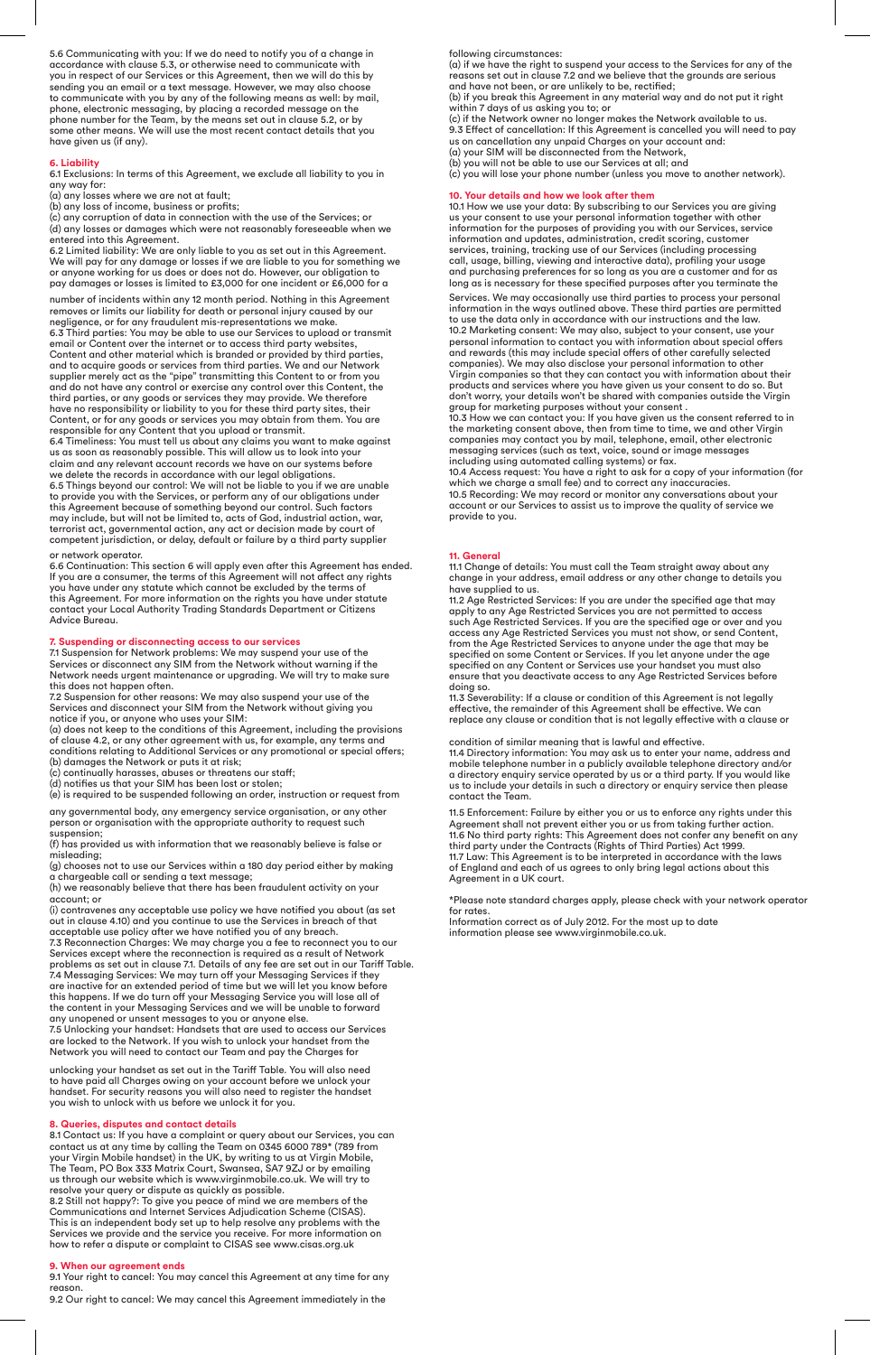5.6 Communicating with you: If we do need to notify you of a change in accordance with clause 5.3, or otherwise need to communicate with you in respect of our Services or this Agreement, then we will do this by sending you an email or a text message. However, we may also choose to communicate with you by any of the following means as well: by mail, phone, electronic messaging, by placing a recorded message on the phone number for the Team, by the means set out in clause 5.2, or by some other means. We will use the most recent contact details that you have given us (if any).

## 6. Liability

6.1 Exclusions: In terms of this Agreement, we exclude all liability to you in any way for:
(a) any losses where we are not at fault;
(b) any loss of income, business or profits;
(c) any corruption of data in connection with the use of the Services; or
(d) any losses or damages which were not reasonably foreseeable when we entered into this Agreement.
6.2 Limited liability: We are only liable to you as set out in this Agreement. We will pay for any damage or losses if we are liable to you for something we or anyone working for us does or does not do. However, our obligation to pay damages or losses is limited to £3,000 for one incident or £6,000 for a number of incidents within any 12 month period. Nothing in this Agreement removes or limits our liability for death or personal injury caused by our negligence, or for any fraudulent mis-representations we make.
6.3 Third parties: You may be able to use our Services to upload or transmit email or Content over the internet or to access third party websites, Content and other material which is branded or provided by third parties, and to acquire goods or services from third parties. We and our Network supplier merely act as the "pipe" transmitting this Content to or from you and do not have any control or exercise any control over this Content, the third parties, or any goods or services they may provide. We therefore have no responsibility or liability to you for these third party sites, their Content, or for any goods or services you may obtain from them. You are responsible for any Content that you upload or transmit.
6.4 Timeliness: You must tell us about any claims you want to make against us as soon as reasonably possible. This will allow us to look into your claim and any relevant account records we have on our systems before we delete the records in accordance with our legal obligations.
6.5 Things beyond our control: We will not be liable to you if we are unable to provide you with the Services, or perform any of our obligations under this Agreement because of something beyond our control. Such factors may include, but will not be limited to, acts of God, industrial action, war, terrorist act, governmental action, any act or decision made by court of competent jurisdiction, or delay, default or failure by a third party supplier or network operator.
6.6 Continuation: This section 6 will apply even after this Agreement has ended. If you are a consumer, the terms of this Agreement will not affect any rights you have under any statute which cannot be excluded by the terms of this Agreement. For more information on the rights you have under statute contact your Local Authority Trading Standards Department or Citizens Advice Bureau.

## 7. Suspending or disconnecting access to our services

7.1 Suspension for Network problems: We may suspend your use of the Services or disconnect any SIM from the Network without warning if the Network needs urgent maintenance or upgrading. We will try to make sure this does not happen often.
7.2 Suspension for other reasons: We may also suspend your use of the Services and disconnect your SIM from the Network without giving you notice if you, or anyone who uses your SIM:
(a) does not keep to the conditions of this Agreement, including the provisions of clause 4.2, or any other agreement with us, for example, any terms and conditions relating to Additional Services or any promotional or special offers;
(b) damages the Network or puts it at risk;
(c) continually harasses, abuses or threatens our staff;
(d) notifies us that your SIM has been lost or stolen;
(e) is required to be suspended following an order, instruction or request from any governmental body, any emergency service organisation, or any other person or organisation with the appropriate authority to request such suspension;
(f) has provided us with information that we reasonably believe is false or misleading;
(g) chooses not to use our Services within a 180 day period either by making a chargeable call or sending a text message;
(h) we reasonably believe that there has been fraudulent activity on your account; or
(i) contravenes any acceptable use policy we have notified you about (as set out in clause 4.10) and you continue to use the Services in breach of that acceptable use policy after we have notified you of any breach.
7.3 Reconnection Charges: We may charge you a fee to reconnect you to our Services except where the reconnection is required as a result of Network problems as set out in clause 7.1. Details of any fee are set out in our Tariff Table.
7.4 Messaging Services: We may turn off your Messaging Services if they are inactive for an extended period of time but we will let you know before this happens. If we do turn off your Messaging Service you will lose all of the content in your Messaging Services and we will be unable to forward any unopened or unsent messages to you or anyone else.
7.5 Unlocking your handset: Handsets that are used to access our Services are locked to the Network. If you wish to unlock your handset from the Network you will need to contact our Team and pay the Charges for unlocking your handset as set out in the Tariff Table. You will also need to have paid all Charges owing on your account before we unlock your handset. For security reasons you will also need to register the handset you wish to unlock with us before we unlock it for you.

## 8. Queries, disputes and contact details

8.1 Contact us: If you have a complaint or query about our Services, you can contact us at any time by calling the Team on 0345 6000 789* (789 from your Virgin Mobile handset) in the UK, by writing to us at Virgin Mobile, The Team, PO Box 333 Matrix Court, Swansea, SA7 9ZJ or by emailing us through our website which is www.virginmobile.co.uk. We will try to resolve your query or dispute as quickly as possible.
8.2 Still not happy?: To give you peace of mind we are members of the Communications and Internet Services Adjudication Scheme (CISAS). This is an independent body set up to help resolve any problems with the Services we provide and the service you receive. For more information on how to refer a dispute or complaint to CISAS see www.cisas.org.uk

## 9. When our agreement ends

9.1 Your right to cancel: You may cancel this Agreement at any time for any reason.
9.2 Our right to cancel: We may cancel this Agreement immediately in the following circumstances:
(a) if we have the right to suspend your access to the Services for any of the reasons set out in clause 7.2 and we believe that the grounds are serious and have not been, or are unlikely to be, rectified;
(b) if you break this Agreement in any material way and do not put it right within 7 days of us asking you to; or
(c) if the Network owner no longer makes the Network available to us.
9.3 Effect of cancellation: If this Agreement is cancelled you will need to pay us on cancellation any unpaid Charges on your account and:
(a) your SIM will be disconnected from the Network,
(b) you will not be able to use our Services at all; and
(c) you will lose your phone number (unless you move to another network).

## 10. Your details and how we look after them

10.1 How we use your data: By subscribing to our Services you are giving us your consent to use your personal information together with other information for the purposes of providing you with our Services, service information and updates, administration, credit scoring, customer services, training, tracking use of our Services (including processing call, usage, billing, viewing and interactive data), profiling your usage and purchasing preferences for so long as you are a customer and for as long as is necessary for these specified purposes after you terminate the Services. We may occasionally use third parties to process your personal information in the ways outlined above. These third parties are permitted to use the data only in accordance with our instructions and the law.
10.2 Marketing consent: We may also, subject to your consent, use your personal information to contact you with information about special offers and rewards (this may include special offers of other carefully selected companies). We may also disclose your personal information to other Virgin companies so that they can contact you with information about their products and services where you have given us your consent to do so. But don't worry, your details won't be shared with companies outside the Virgin group for marketing purposes without your consent .
10.3 How we can contact you: If you have given us the consent referred to in the marketing consent above, then from time to time, we and other Virgin companies may contact you by mail, telephone, email, other electronic messaging services (such as text, voice, sound or image messages including using automated calling systems) or fax.
10.4 Access request: You have a right to ask for a copy of your information (for which we charge a small fee) and to correct any inaccuracies.
10.5 Recording: We may record or monitor any conversations about your account or our Services to assist us to improve the quality of service we provide to you.

## 11. General

11.1 Change of details: You must call the Team straight away about any change in your address, email address or any other change to details you have supplied to us.
11.2 Age Restricted Services: If you are under the specified age that may apply to any Age Restricted Services you are not permitted to access such Age Restricted Services. If you are the specified age or over and you access any Age Restricted Services you must not show, or send Content, from the Age Restricted Services to anyone under the age that may be specified on some Content or Services. If you let anyone under the age specified on any Content or Services use your handset you must also ensure that you deactivate access to any Age Restricted Services before doing so.
11.3 Severability: If a clause or condition of this Agreement is not legally effective, the remainder of this Agreement shall be effective. We can replace any clause or condition that is not legally effective with a clause or condition of similar meaning that is lawful and effective.
11.4 Directory information: You may ask us to enter your name, address and mobile telephone number in a publicly available telephone directory and/or a directory enquiry service operated by us or a third party. If you would like us to include your details in such a directory or enquiry service then please contact the Team.
11.5 Enforcement: Failure by either you or us to enforce any rights under this Agreement shall not prevent either you or us from taking further action.
11.6 No third party rights: This Agreement does not confer any benefit on any third party under the Contracts (Rights of Third Parties) Act 1999.
11.7 Law: This Agreement is to be interpreted in accordance with the laws of England and each of us agrees to only bring legal actions about this Agreement in a UK court.

*Please note standard charges apply, please check with your network operator for rates.
Information correct as of July 2012. For the most up to date information please see www.virginmobile.co.uk.